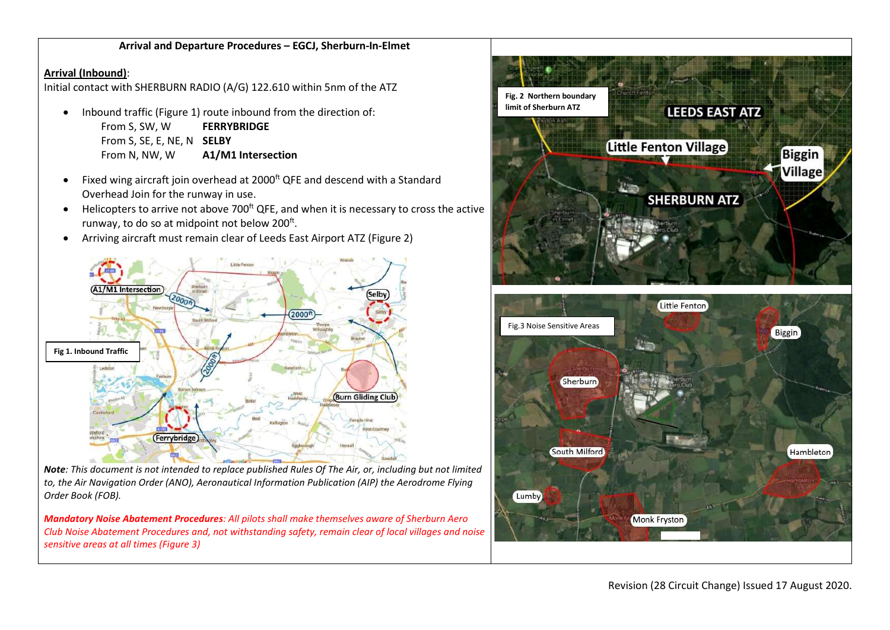**Arrival and Departure Procedures – EGCJ, Sherburn-In-Elmet**

**Arrival (Inbound)**:

Initial contact with SHERBURN RADIO (A/G) 122.610 within 5nm of the ATZ

- Inbound traffic (Figure 1) route inbound from the direction of:
  - From S, SW, W **FERRYBRIDGE**
  - From S, SE, E, NE, N **SELBY**
  - From N, NW, W **A1/M1 Intersection**
- Fixed wing aircraft join overhead at 2000ft QFE and descend with a Standard Overhead Join for the runway in use.
- Helicopters to arrive not above 700ft QFE, and when it is necessary to cross the active runway, to do so at midpoint not below 200ft.
- Arriving aircraft must remain clear of Leeds East Airport ATZ (Figure 2)

Fig 1. Inbound Traffic

*Note: This document is not intended to replace published Rules Of The Air, or, including but not limited to, the Air Navigation Order (ANO), Aeronautical Information Publication (AIP) the Aerodrome Flying Order Book (FOB).*

***Mandatory Noise Abatement Procedures**: All pilots shall make themselves aware of Sherburn Aero Club Noise Abatement Procedures and, not withstanding safety, remain clear of local villages and noise sensitive areas at all times (Figure 3)*

Fig. 2 Northern boundary limit of Sherburn ATZ

Fig.3 Noise Sensitive Areas

Revision (28 Circuit Change) Issued 17 August 2020.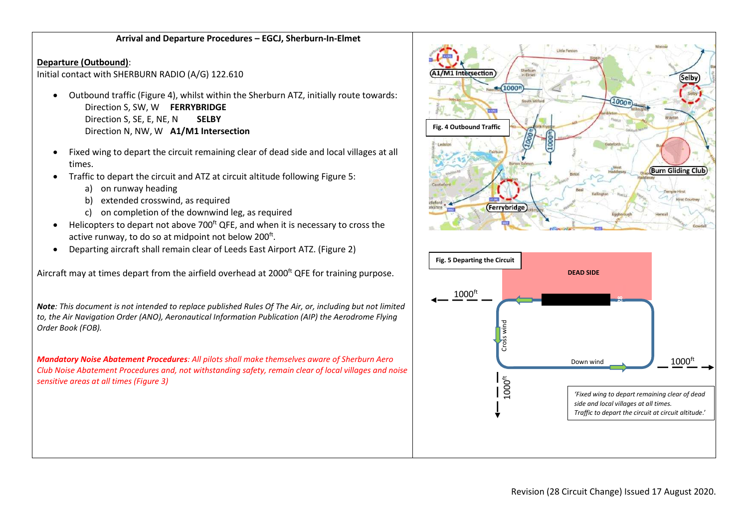**Arrival and Departure Procedures – EGCJ, Sherburn-In-Elmet**

**Departure (Outbound)**:

Initial contact with SHERBURN RADIO (A/G) 122.610

- Outbound traffic (Figure 4), whilst within the Sherburn ATZ, initially route towards:
  - Direction S, SW, W **FERRYBRIDGE**
  - Direction S, SE, E, NE, N **SELBY**
  - Direction N, NW, W **A1/M1 Intersection**
- Fixed wing to depart the circuit remaining clear of dead side and local villages at all times.
- Traffic to depart the circuit and ATZ at circuit altitude following Figure 5:
  - a) on runway heading
  - b) extended crosswind, as required
  - c) on completion of the downwind leg, as required
- Helicopters to depart not above 700$^{ft}$ QFE, and when it is necessary to cross the active runway, to do so at midpoint not below 200$^{ft}$.
- Departing aircraft shall remain clear of Leeds East Airport ATZ. (Figure 2)

Aircraft may at times depart from the airfield overhead at 2000$^{ft}$ QFE for training purpose.

***Note**: This document is not intended to replace published Rules Of The Air, or, including but not limited to, the Air Navigation Order (ANO), Aeronautical Information Publication (AIP) the Aerodrome Flying Order Book (FOB).*

***Mandatory Noise Abatement Procedures**: All pilots shall make themselves aware of Sherburn Aero Club Noise Abatement Procedures and, not withstanding safety, remain clear of local villages and noise sensitive areas at all times (Figure 3)*

**Fig. 4 Outbound Traffic**

A1/M1 Intersection

Selby

1000ft

Burn Gliding Club

Ferrybridge

**Fig. 5 Departing the Circuit**

DEAD SIDE

1000$^{ft}$

Cross wind

Down wind

1000$^{ft}$

1000$^{ft}$

*'Fixed wing to depart remaining clear of dead side and local villages at all times. Traffic to depart the circuit at circuit altitude.'*

Revision (28 Circuit Change) Issued 17 August 2020.